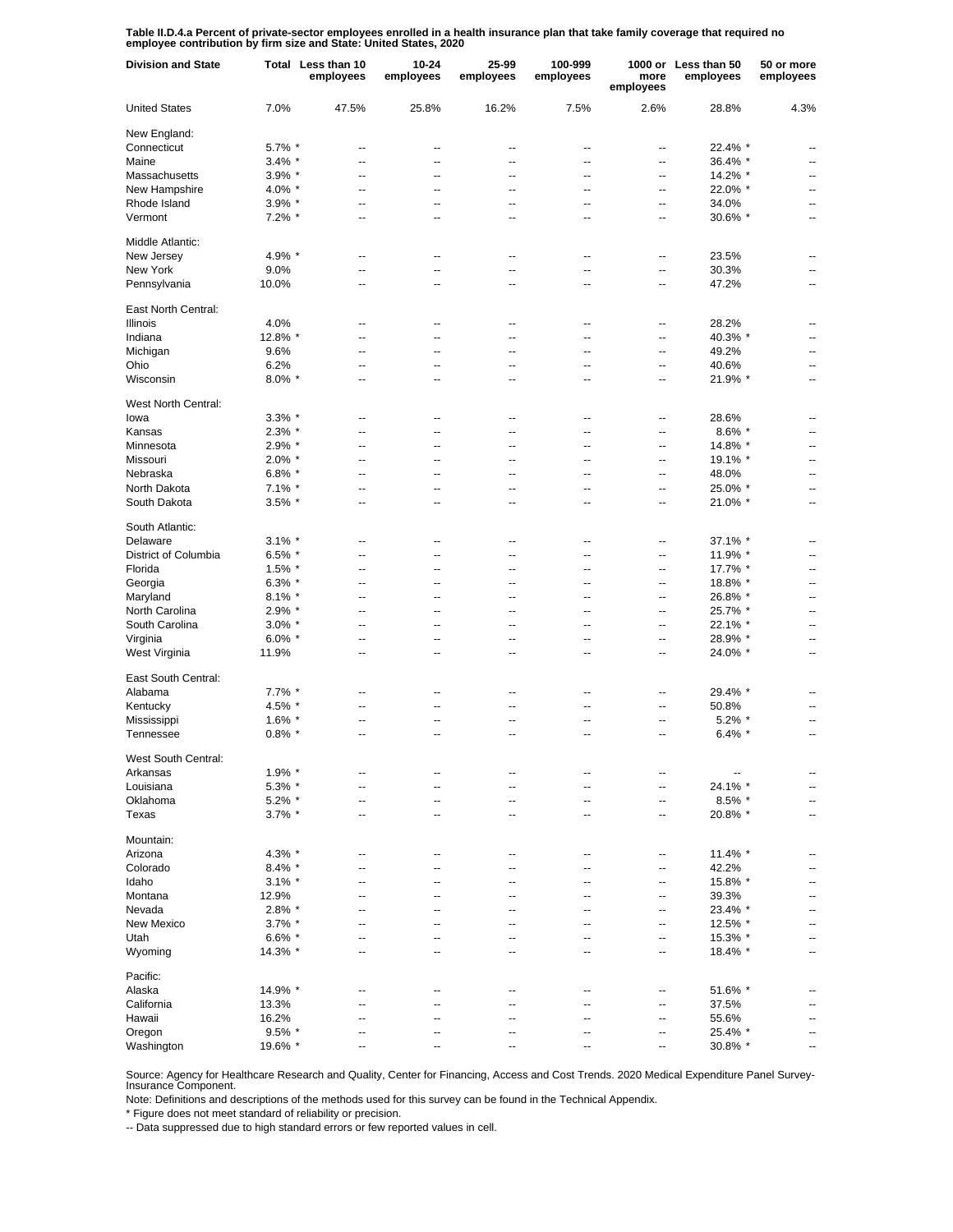**Table II.D.4.a Percent of private-sector employees enrolled in a health insurance plan that take family coverage that required no employee contribution by firm size and State: United States, 2020**

| Division and State | Total | Less than 10 employees | 10-24 employees | 25-99 employees | 100-999 employees | 1000 or more employees | Less than 50 employees | 50 or more employees |
|---|---|---|---|---|---|---|---|---|
| United States | 7.0% | 47.5% | 25.8% | 16.2% | 7.5% | 2.6% | 28.8% | 4.3% |
| New England: | | | | | | | | |
| Connecticut | 5.7% * | -- | -- | -- | -- | -- | 22.4% * | -- |
| Maine | 3.4% * | -- | -- | -- | -- | -- | 36.4% * | -- |
| Massachusetts | 3.9% * | -- | -- | -- | -- | -- | 14.2% * | -- |
| New Hampshire | 4.0% * | -- | -- | -- | -- | -- | 22.0% * | -- |
| Rhode Island | 3.9% * | -- | -- | -- | -- | -- | 34.0% | -- |
| Vermont | 7.2% * | -- | -- | -- | -- | -- | 30.6% * | -- |
| Middle Atlantic: | | | | | | | | |
| New Jersey | 4.9% * | -- | -- | -- | -- | -- | 23.5% | -- |
| New York | 9.0% | -- | -- | -- | -- | -- | 30.3% | -- |
| Pennsylvania | 10.0% | -- | -- | -- | -- | -- | 47.2% | -- |
| East North Central: | | | | | | | | |
| Illinois | 4.0% | -- | -- | -- | -- | -- | 28.2% | -- |
| Indiana | 12.8% * | -- | -- | -- | -- | -- | 40.3% * | -- |
| Michigan | 9.6% | -- | -- | -- | -- | -- | 49.2% | -- |
| Ohio | 6.2% | -- | -- | -- | -- | -- | 40.6% | -- |
| Wisconsin | 8.0% * | -- | -- | -- | -- | -- | 21.9% * | -- |
| West North Central: | | | | | | | | |
| Iowa | 3.3% * | -- | -- | -- | -- | -- | 28.6% | -- |
| Kansas | 2.3% * | -- | -- | -- | -- | -- | 8.6% * | -- |
| Minnesota | 2.9% * | -- | -- | -- | -- | -- | 14.8% * | -- |
| Missouri | 2.0% * | -- | -- | -- | -- | -- | 19.1% * | -- |
| Nebraska | 6.8% * | -- | -- | -- | -- | -- | 48.0% | -- |
| North Dakota | 7.1% * | -- | -- | -- | -- | -- | 25.0% * | -- |
| South Dakota | 3.5% * | -- | -- | -- | -- | -- | 21.0% * | -- |
| South Atlantic: | | | | | | | | |
| Delaware | 3.1% * | -- | -- | -- | -- | -- | 37.1% * | -- |
| District of Columbia | 6.5% * | -- | -- | -- | -- | -- | 11.9% * | -- |
| Florida | 1.5% * | -- | -- | -- | -- | -- | 17.7% * | -- |
| Georgia | 6.3% * | -- | -- | -- | -- | -- | 18.8% * | -- |
| Maryland | 8.1% * | -- | -- | -- | -- | -- | 26.8% * | -- |
| North Carolina | 2.9% * | -- | -- | -- | -- | -- | 25.7% * | -- |
| South Carolina | 3.0% * | -- | -- | -- | -- | -- | 22.1% * | -- |
| Virginia | 6.0% * | -- | -- | -- | -- | -- | 28.9% * | -- |
| West Virginia | 11.9% | -- | -- | -- | -- | -- | 24.0% * | -- |
| East South Central: | | | | | | | | |
| Alabama | 7.7% * | -- | -- | -- | -- | -- | 29.4% * | -- |
| Kentucky | 4.5% * | -- | -- | -- | -- | -- | 50.8% | -- |
| Mississippi | 1.6% * | -- | -- | -- | -- | -- | 5.2% * | -- |
| Tennessee | 0.8% * | -- | -- | -- | -- | -- | 6.4% * | -- |
| West South Central: | | | | | | | | |
| Arkansas | 1.9% * | -- | -- | -- | -- | -- | -- | -- |
| Louisiana | 5.3% * | -- | -- | -- | -- | -- | 24.1% * | -- |
| Oklahoma | 5.2% * | -- | -- | -- | -- | -- | 8.5% * | -- |
| Texas | 3.7% * | -- | -- | -- | -- | -- | 20.8% * | -- |
| Mountain: | | | | | | | | |
| Arizona | 4.3% * | -- | -- | -- | -- | -- | 11.4% * | -- |
| Colorado | 8.4% * | -- | -- | -- | -- | -- | 42.2% | -- |
| Idaho | 3.1% * | -- | -- | -- | -- | -- | 15.8% * | -- |
| Montana | 12.9% | -- | -- | -- | -- | -- | 39.3% | -- |
| Nevada | 2.8% * | -- | -- | -- | -- | -- | 23.4% * | -- |
| New Mexico | 3.7% * | -- | -- | -- | -- | -- | 12.5% * | -- |
| Utah | 6.6% * | -- | -- | -- | -- | -- | 15.3% * | -- |
| Wyoming | 14.3% * | -- | -- | -- | -- | -- | 18.4% * | -- |
| Pacific: | | | | | | | | |
| Alaska | 14.9% * | -- | -- | -- | -- | -- | 51.6% * | -- |
| California | 13.3% | -- | -- | -- | -- | -- | 37.5% | -- |
| Hawaii | 16.2% | -- | -- | -- | -- | -- | 55.6% | -- |
| Oregon | 9.5% * | -- | -- | -- | -- | -- | 25.4% * | -- |
| Washington | 19.6% * | -- | -- | -- | -- | -- | 30.8% * | -- |

Source: Agency for Healthcare Research and Quality, Center for Financing, Access and Cost Trends. 2020 Medical Expenditure Panel Survey-Insurance Component.

Note: Definitions and descriptions of the methods used for this survey can be found in the Technical Appendix.

* Figure does not meet standard of reliability or precision.

-- Data suppressed due to high standard errors or few reported values in cell.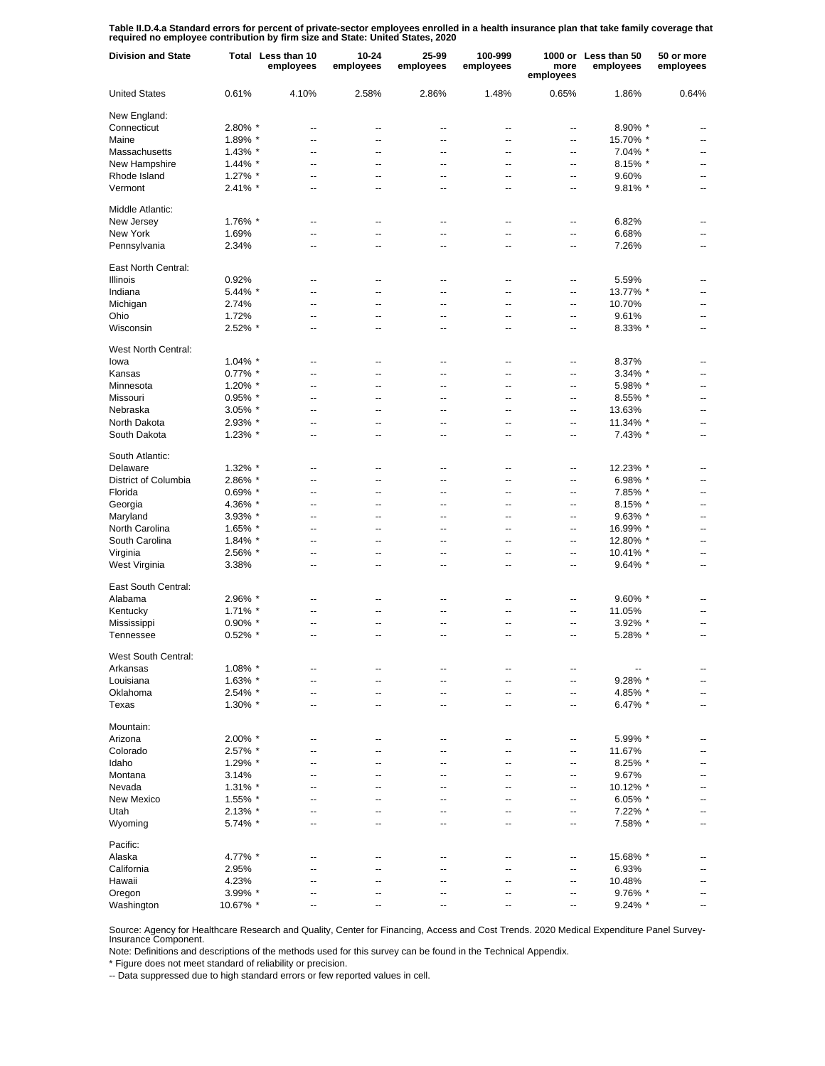**Table II.D.4.a Standard errors for percent of private-sector employees enrolled in a health insurance plan that take family coverage that required no employee contribution by firm size and State: United States, 2020**

| Division and State | Total | Less than 10 employees | 10-24 employees | 25-99 employees | 100-999 employees | 1000 or more employees | Less than 50 employees | 50 or more employees |
|---|---|---|---|---|---|---|---|---|
| United States | 0.61% | 4.10% | 2.58% | 2.86% | 1.48% | 0.65% | 1.86% | 0.64% |
| New England: | | | | | | | | |
| Connecticut | 2.80% * | -- | -- | -- | -- | -- | 8.90% * | -- |
| Maine | 1.89% * | -- | -- | -- | -- | -- | 15.70% * | -- |
| Massachusetts | 1.43% * | -- | -- | -- | -- | -- | 7.04% * | -- |
| New Hampshire | 1.44% * | -- | -- | -- | -- | -- | 8.15% * | -- |
| Rhode Island | 1.27% * | -- | -- | -- | -- | -- | 9.60% | -- |
| Vermont | 2.41% * | -- | -- | -- | -- | -- | 9.81% * | -- |
| Middle Atlantic: | | | | | | | | |
| New Jersey | 1.76% * | -- | -- | -- | -- | -- | 6.82% | -- |
| New York | 1.69% | -- | -- | -- | -- | -- | 6.68% | -- |
| Pennsylvania | 2.34% | -- | -- | -- | -- | -- | 7.26% | -- |
| East North Central: | | | | | | | | |
| Illinois | 0.92% | -- | -- | -- | -- | -- | 5.59% | -- |
| Indiana | 5.44% * | -- | -- | -- | -- | -- | 13.77% * | -- |
| Michigan | 2.74% | -- | -- | -- | -- | -- | 10.70% | -- |
| Ohio | 1.72% | -- | -- | -- | -- | -- | 9.61% | -- |
| Wisconsin | 2.52% * | -- | -- | -- | -- | -- | 8.33% * | -- |
| West North Central: | | | | | | | | |
| Iowa | 1.04% * | -- | -- | -- | -- | -- | 8.37% | -- |
| Kansas | 0.77% * | -- | -- | -- | -- | -- | 3.34% * | -- |
| Minnesota | 1.20% * | -- | -- | -- | -- | -- | 5.98% * | -- |
| Missouri | 0.95% * | -- | -- | -- | -- | -- | 8.55% * | -- |
| Nebraska | 3.05% * | -- | -- | -- | -- | -- | 13.63% | -- |
| North Dakota | 2.93% * | -- | -- | -- | -- | -- | 11.34% * | -- |
| South Dakota | 1.23% * | -- | -- | -- | -- | -- | 7.43% * | -- |
| South Atlantic: | | | | | | | | |
| Delaware | 1.32% * | -- | -- | -- | -- | -- | 12.23% * | -- |
| District of Columbia | 2.86% * | -- | -- | -- | -- | -- | 6.98% * | -- |
| Florida | 0.69% * | -- | -- | -- | -- | -- | 7.85% * | -- |
| Georgia | 4.36% * | -- | -- | -- | -- | -- | 8.15% * | -- |
| Maryland | 3.93% * | -- | -- | -- | -- | -- | 9.63% * | -- |
| North Carolina | 1.65% * | -- | -- | -- | -- | -- | 16.99% * | -- |
| South Carolina | 1.84% * | -- | -- | -- | -- | -- | 12.80% * | -- |
| Virginia | 2.56% * | -- | -- | -- | -- | -- | 10.41% * | -- |
| West Virginia | 3.38% | -- | -- | -- | -- | -- | 9.64% * | -- |
| East South Central: | | | | | | | | |
| Alabama | 2.96% * | -- | -- | -- | -- | -- | 9.60% * | -- |
| Kentucky | 1.71% * | -- | -- | -- | -- | -- | 11.05% | -- |
| Mississippi | 0.90% * | -- | -- | -- | -- | -- | 3.92% * | -- |
| Tennessee | 0.52% * | -- | -- | -- | -- | -- | 5.28% * | -- |
| West South Central: | | | | | | | | |
| Arkansas | 1.08% * | -- | -- | -- | -- | -- | -- | -- |
| Louisiana | 1.63% * | -- | -- | -- | -- | -- | 9.28% * | -- |
| Oklahoma | 2.54% * | -- | -- | -- | -- | -- | 4.85% * | -- |
| Texas | 1.30% * | -- | -- | -- | -- | -- | 6.47% * | -- |
| Mountain: | | | | | | | | |
| Arizona | 2.00% * | -- | -- | -- | -- | -- | 5.99% * | -- |
| Colorado | 2.57% * | -- | -- | -- | -- | -- | 11.67% | -- |
| Idaho | 1.29% * | -- | -- | -- | -- | -- | 8.25% * | -- |
| Montana | 3.14% | -- | -- | -- | -- | -- | 9.67% | -- |
| Nevada | 1.31% * | -- | -- | -- | -- | -- | 10.12% * | -- |
| New Mexico | 1.55% * | -- | -- | -- | -- | -- | 6.05% * | -- |
| Utah | 2.13% * | -- | -- | -- | -- | -- | 7.22% * | -- |
| Wyoming | 5.74% * | -- | -- | -- | -- | -- | 7.58% * | -- |
| Pacific: | | | | | | | | |
| Alaska | 4.77% * | -- | -- | -- | -- | -- | 15.68% * | -- |
| California | 2.95% | -- | -- | -- | -- | -- | 6.93% | -- |
| Hawaii | 4.23% | -- | -- | -- | -- | -- | 10.48% | -- |
| Oregon | 3.99% * | -- | -- | -- | -- | -- | 9.76% * | -- |
| Washington | 10.67% * | -- | -- | -- | -- | -- | 9.24% * | -- |

Source: Agency for Healthcare Research and Quality, Center for Financing, Access and Cost Trends. 2020 Medical Expenditure Panel Survey-Insurance Component.

Note: Definitions and descriptions of the methods used for this survey can be found in the Technical Appendix.

* Figure does not meet standard of reliability or precision.

-- Data suppressed due to high standard errors or few reported values in cell.